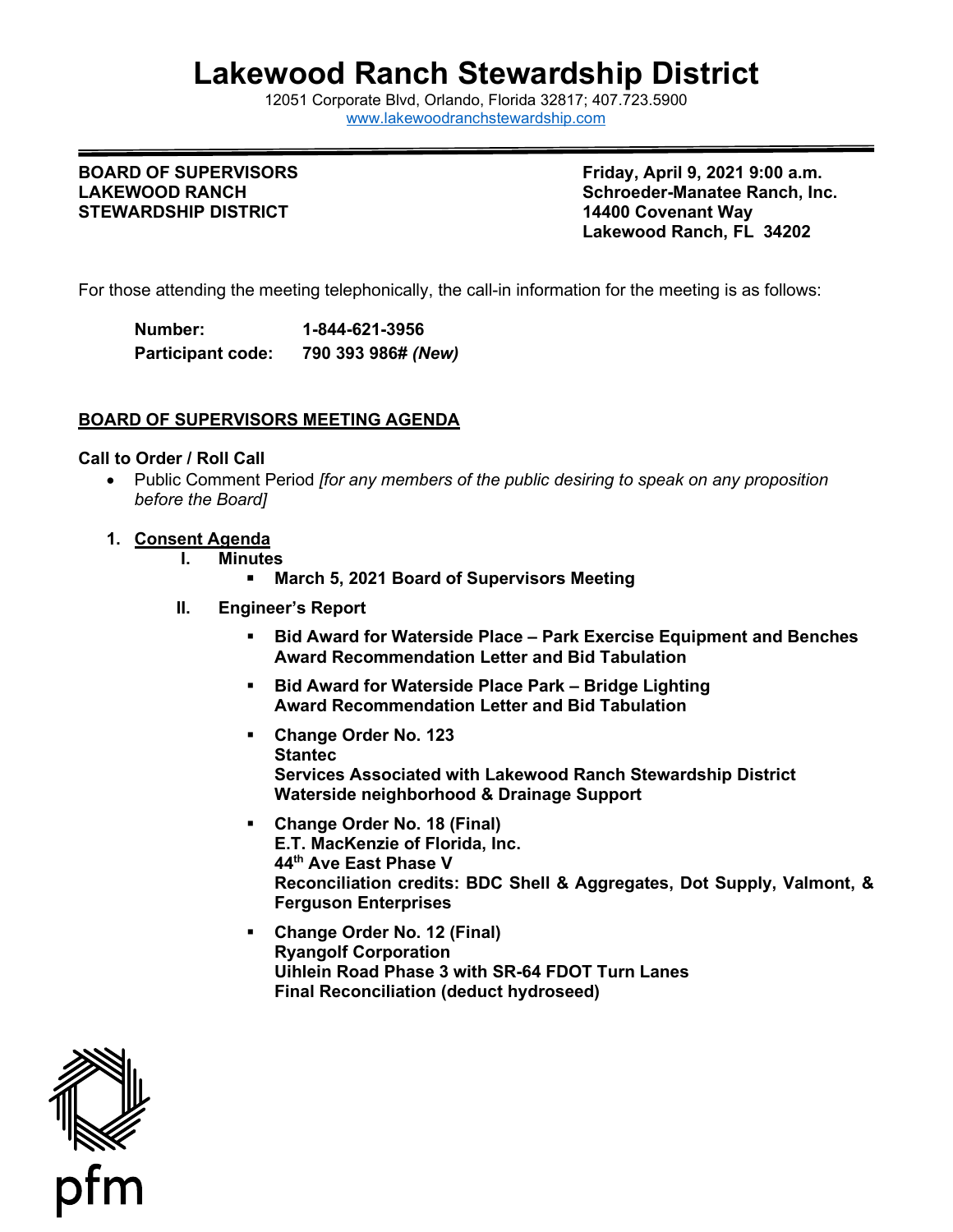# Lakewood Ranch Stewardship District

12051 Corporate Blvd, Orlando, Florida 32817; 407.723.5900
www.lakewoodranchstewardship.com

**BOARD OF SUPERVISORS**
**LAKEWOOD RANCH**
**STEWARDSHIP DISTRICT**

**Friday, April 9, 2021 9:00 a.m.**
**Schroeder-Manatee Ranch, Inc.**
**14400 Covenant Way**
**Lakewood Ranch, FL 34202**

For those attending the meeting telephonically, the call-in information for the meeting is as follows:

| | |
|---|---|
| **Number:** | **1-844-621-3956** |
| **Participant code:** | **790 393 986#** ***(New)*** |

## BOARD OF SUPERVISORS MEETING AGENDA

**Call to Order / Roll Call**

- Public Comment Period *[for any members of the public desiring to speak on any proposition before the Board]*

1. **Consent Agenda**
   - **I. Minutes**
     - **March 5, 2021 Board of Supervisors Meeting**
   - **II. Engineer's Report**
     - **Bid Award for Waterside Place – Park Exercise Equipment and Benches**
       **Award Recommendation Letter and Bid Tabulation**
     - **Bid Award for Waterside Place Park – Bridge Lighting**
       **Award Recommendation Letter and Bid Tabulation**
     - **Change Order No. 123**
       **Stantec**
       **Services Associated with Lakewood Ranch Stewardship District Waterside neighborhood & Drainage Support**
     - **Change Order No. 18 (Final)**
       **E.T. MacKenzie of Florida, Inc.**
       **44th Ave East Phase V**
       **Reconciliation credits: BDC Shell & Aggregates, Dot Supply, Valmont, & Ferguson Enterprises**
     - **Change Order No. 12 (Final)**
       **Ryangolf Corporation**
       **Uihlein Road Phase 3 with SR-64 FDOT Turn Lanes**
       **Final Reconciliation (deduct hydroseed)**

pfm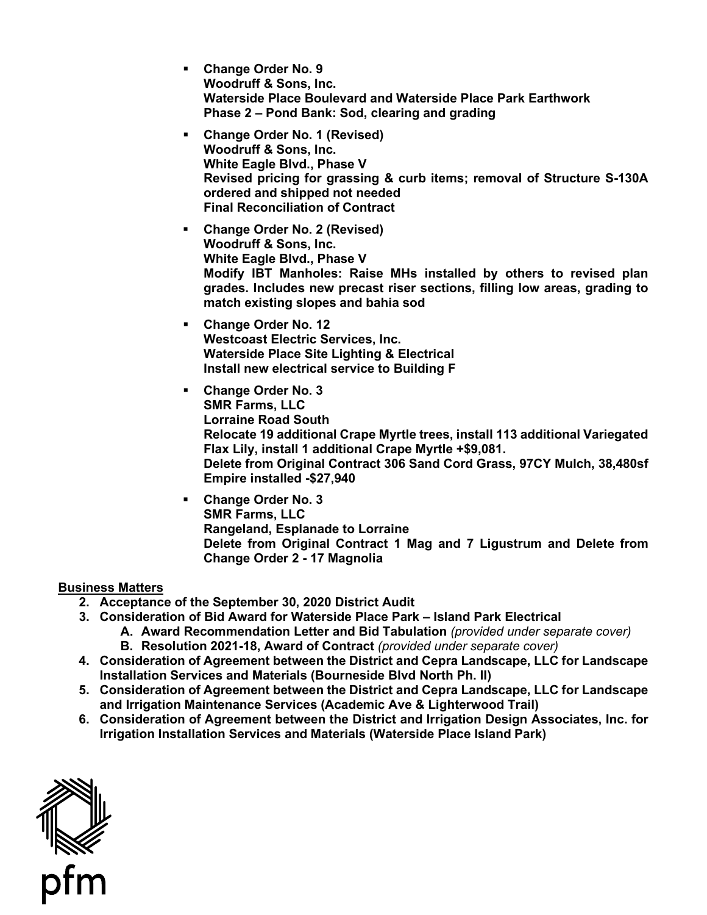- **Change Order No. 9**
  **Woodruff & Sons, Inc.**
  **Waterside Place Boulevard and Waterside Place Park Earthwork**
  **Phase 2 – Pond Bank: Sod, clearing and grading**

- **Change Order No. 1 (Revised)**
  **Woodruff & Sons, Inc.**
  **White Eagle Blvd., Phase V**
  **Revised pricing for grassing & curb items; removal of Structure S-130A ordered and shipped not needed**
  **Final Reconciliation of Contract**

- **Change Order No. 2 (Revised)**
  **Woodruff & Sons, Inc.**
  **White Eagle Blvd., Phase V**
  **Modify IBT Manholes: Raise MHs installed by others to revised plan grades. Includes new precast riser sections, filling low areas, grading to match existing slopes and bahia sod**

- **Change Order No. 12**
  **Westcoast Electric Services, Inc.**
  **Waterside Place Site Lighting & Electrical**
  **Install new electrical service to Building F**

- **Change Order No. 3**
  **SMR Farms, LLC**
  **Lorraine Road South**
  **Relocate 19 additional Crape Myrtle trees, install 113 additional Variegated Flax Lily, install 1 additional Crape Myrtle +$9,081.**
  **Delete from Original Contract 306 Sand Cord Grass, 97CY Mulch, 38,480sf Empire installed -$27,940**

- **Change Order No. 3**
  **SMR Farms, LLC**
  **Rangeland, Esplanade to Lorraine**
  **Delete from Original Contract 1 Mag and 7 Ligustrum and Delete from Change Order 2 - 17 Magnolia**

**Business Matters**

2. **Acceptance of the September 30, 2020 District Audit**
3. **Consideration of Bid Award for Waterside Place Park – Island Park Electrical**
   A. **Award Recommendation Letter and Bid Tabulation** *(provided under separate cover)*
   B. **Resolution 2021-18, Award of Contract** *(provided under separate cover)*
4. **Consideration of Agreement between the District and Cepra Landscape, LLC for Landscape Installation Services and Materials (Bourneside Blvd North Ph. II)**
5. **Consideration of Agreement between the District and Cepra Landscape, LLC for Landscape and Irrigation Maintenance Services (Academic Ave & Lighterwood Trail)**
6. **Consideration of Agreement between the District and Irrigation Design Associates, Inc. for Irrigation Installation Services and Materials (Waterside Place Island Park)**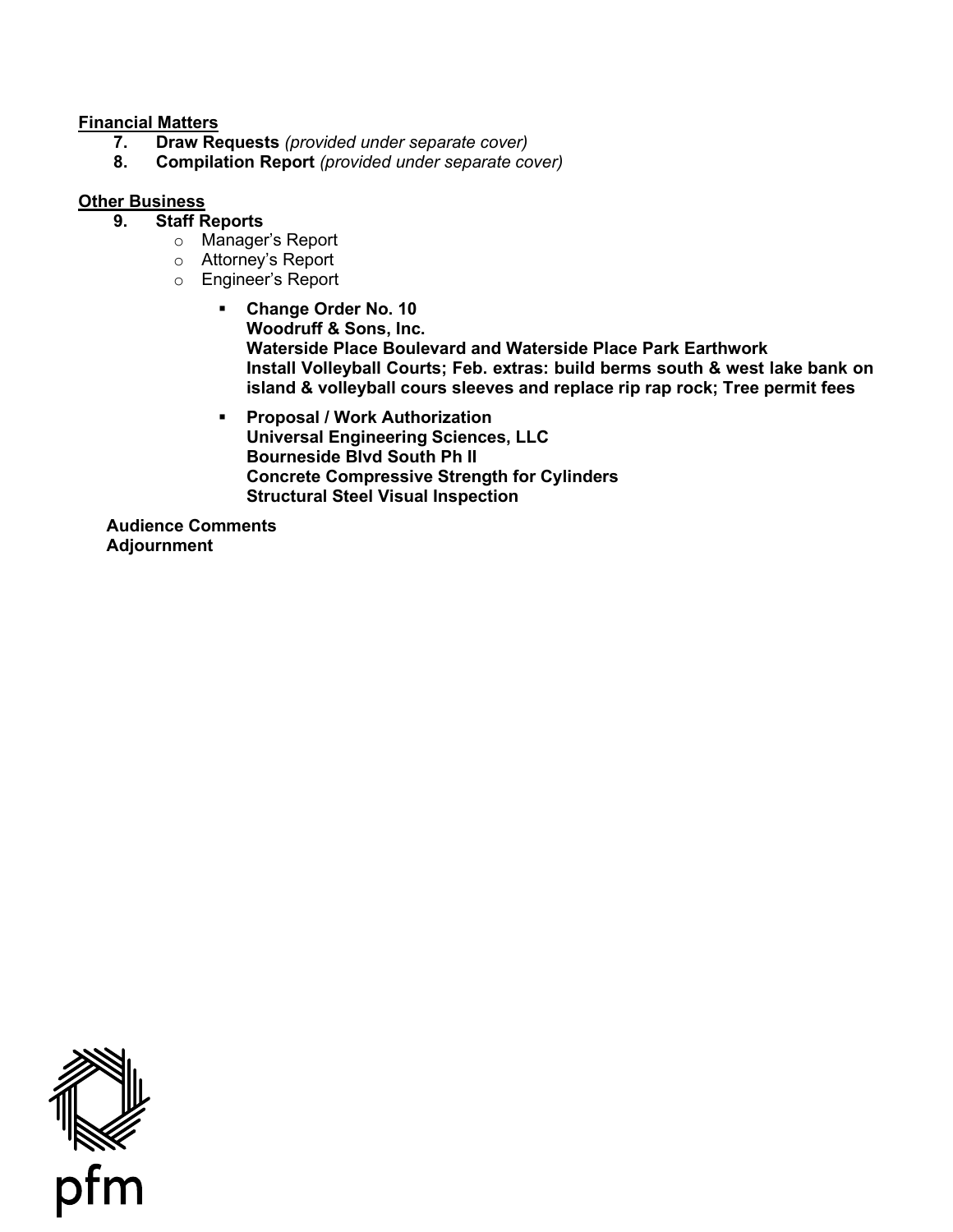**Financial Matters**

7. **Draw Requests** *(provided under separate cover)*
8. **Compilation Report** *(provided under separate cover)*

**Other Business**

9. **Staff Reports**
   - Manager's Report
   - Attorney's Report
   - Engineer's Report
     - **Change Order No. 10**
       **Woodruff & Sons, Inc.**
       **Waterside Place Boulevard and Waterside Place Park Earthwork**
       **Install Volleyball Courts; Feb. extras: build berms south & west lake bank on island & volleyball cours sleeves and replace rip rap rock; Tree permit fees**
     - **Proposal / Work Authorization**
       **Universal Engineering Sciences, LLC**
       **Bourneside Blvd South Ph II**
       **Concrete Compressive Strength for Cylinders**
       **Structural Steel Visual Inspection**

**Audience Comments**
**Adjournment**

pfm